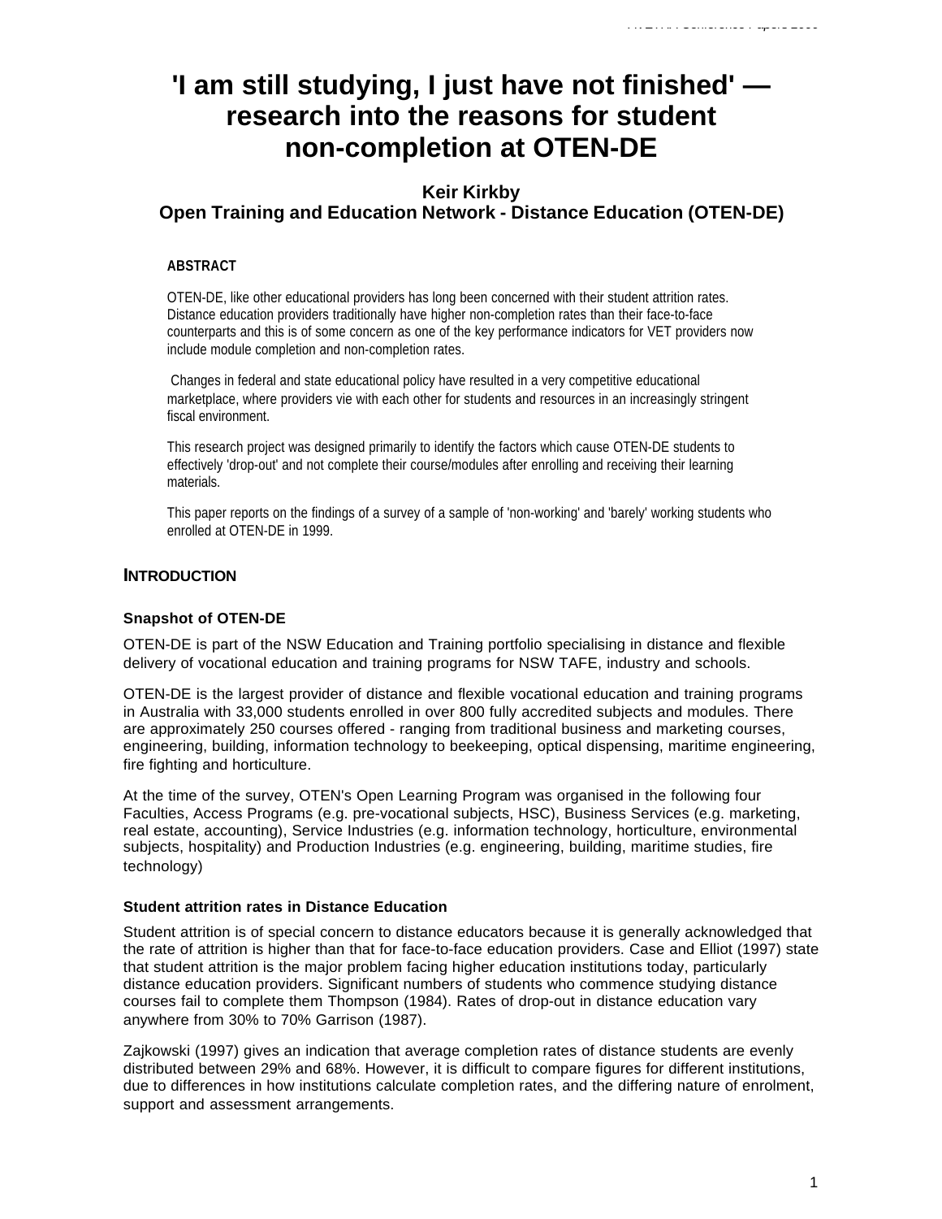# 'I am still studying, I just have not finished' — research into the reasons for student non-completion at OTEN-DE

**Keir Kirkby**
**Open Training and Education Network - Distance Education (OTEN-DE)**

## ABSTRACT

OTEN-DE, like other educational providers has long been concerned with their student attrition rates. Distance education providers traditionally have higher non-completion rates than their face-to-face counterparts and this is of some concern as one of the key performance indicators for VET providers now include module completion and non-completion rates.

Changes in federal and state educational policy have resulted in a very competitive educational marketplace, where providers vie with each other for students and resources in an increasingly stringent fiscal environment.

This research project was designed primarily to identify the factors which cause OTEN-DE students to effectively 'drop-out' and not complete their course/modules after enrolling and receiving their learning materials.

This paper reports on the findings of a survey of a sample of 'non-working' and 'barely' working students who enrolled at OTEN-DE in 1999.

## INTRODUCTION

### Snapshot of OTEN-DE

OTEN-DE is part of the NSW Education and Training portfolio specialising in distance and flexible delivery of vocational education and training programs for NSW TAFE, industry and schools.

OTEN-DE is the largest provider of distance and flexible vocational education and training programs in Australia with 33,000 students enrolled in over 800 fully accredited subjects and modules. There are approximately 250 courses offered - ranging from traditional business and marketing courses, engineering, building, information technology to beekeeping, optical dispensing, maritime engineering, fire fighting and horticulture.

At the time of the survey, OTEN's Open Learning Program was organised in the following four Faculties, Access Programs (e.g. pre-vocational subjects, HSC), Business Services (e.g. marketing, real estate, accounting), Service Industries (e.g. information technology, horticulture, environmental subjects, hospitality) and Production Industries (e.g. engineering, building, maritime studies, fire technology)

### Student attrition rates in Distance Education

Student attrition is of special concern to distance educators because it is generally acknowledged that the rate of attrition is higher than that for face-to-face education providers. Case and Elliot (1997) state that student attrition is the major problem facing higher education institutions today, particularly distance education providers. Significant numbers of students who commence studying distance courses fail to complete them Thompson (1984). Rates of drop-out in distance education vary anywhere from 30% to 70% Garrison (1987).

Zajkowski (1997) gives an indication that average completion rates of distance students are evenly distributed between 29% and 68%. However, it is difficult to compare figures for different institutions, due to differences in how institutions calculate completion rates, and the differing nature of enrolment, support and assessment arrangements.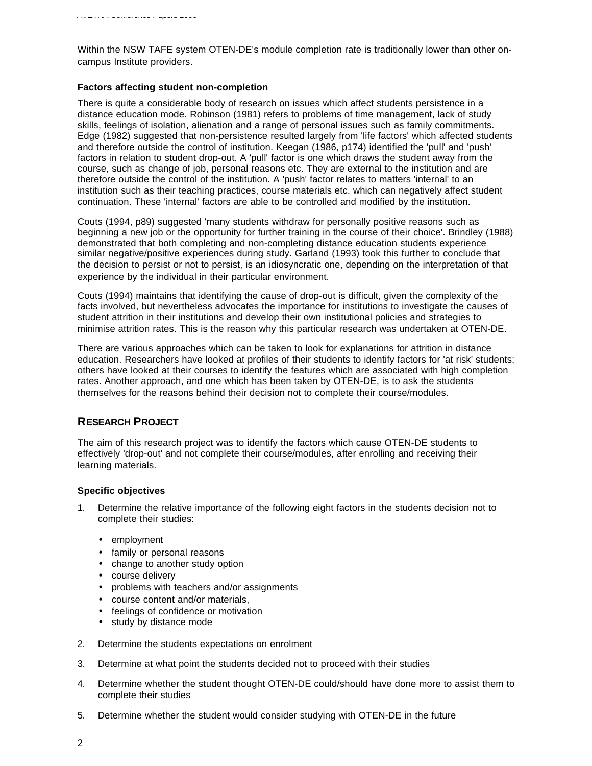Within the NSW TAFE system OTEN-DE's module completion rate is traditionally lower than other on-campus Institute providers.

**Factors affecting student non-completion**

There is quite a considerable body of research on issues which affect students persistence in a distance education mode. Robinson (1981) refers to problems of time management, lack of study skills, feelings of isolation, alienation and a range of personal issues such as family commitments. Edge (1982) suggested that non-persistence resulted largely from 'life factors' which affected students and therefore outside the control of institution. Keegan (1986, p174) identified the 'pull' and 'push' factors in relation to student drop-out. A 'pull' factor is one which draws the student away from the course, such as change of job, personal reasons etc. They are external to the institution and are therefore outside the control of the institution. A 'push' factor relates to matters 'internal' to an institution such as their teaching practices, course materials etc. which can negatively affect student continuation. These 'internal' factors are able to be controlled and modified by the institution.

Couts (1994, p89) suggested 'many students withdraw for personally positive reasons such as beginning a new job or the opportunity for further training in the course of their choice'. Brindley (1988) demonstrated that both completing and non-completing distance education students experience similar negative/positive experiences during study. Garland (1993) took this further to conclude that the decision to persist or not to persist, is an idiosyncratic one, depending on the interpretation of that experience by the individual in their particular environment.

Couts (1994) maintains that identifying the cause of drop-out is difficult, given the complexity of the facts involved, but nevertheless advocates the importance for institutions to investigate the causes of student attrition in their institutions and develop their own institutional policies and strategies to minimise attrition rates. This is the reason why this particular research was undertaken at OTEN-DE.

There are various approaches which can be taken to look for explanations for attrition in distance education. Researchers have looked at profiles of their students to identify factors for 'at risk' students; others have looked at their courses to identify the features which are associated with high completion rates. Another approach, and one which has been taken by OTEN-DE, is to ask the students themselves for the reasons behind their decision not to complete their course/modules.

## RESEARCH PROJECT

The aim of this research project was to identify the factors which cause OTEN-DE students to effectively 'drop-out' and not complete their course/modules, after enrolling and receiving their learning materials.

**Specific objectives**

1. Determine the relative importance of the following eight factors in the students decision not to complete their studies:
   - employment
   - family or personal reasons
   - change to another study option
   - course delivery
   - problems with teachers and/or assignments
   - course content and/or materials,
   - feelings of confidence or motivation
   - study by distance mode
2. Determine the students expectations on enrolment
3. Determine at what point the students decided not to proceed with their studies
4. Determine whether the student thought OTEN-DE could/should have done more to assist them to complete their studies
5. Determine whether the student would consider studying with OTEN-DE in the future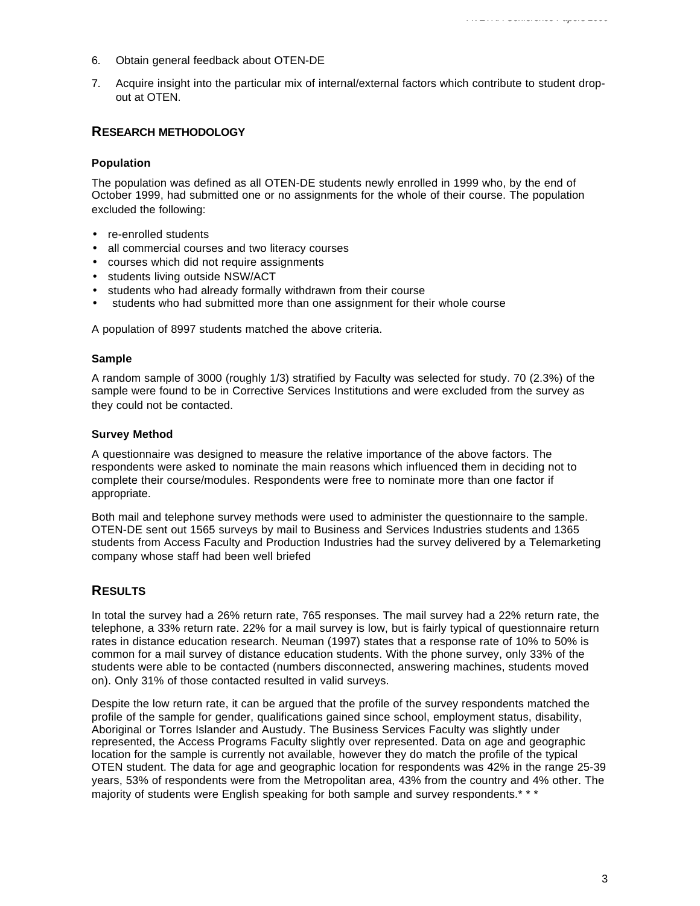6. Obtain general feedback about OTEN-DE

7. Acquire insight into the particular mix of internal/external factors which contribute to student drop-out at OTEN.

## RESEARCH METHODOLOGY

### Population

The population was defined as all OTEN-DE students newly enrolled in 1999 who, by the end of October 1999, had submitted one or no assignments for the whole of their course. The population excluded the following:

- re-enrolled students
- all commercial courses and two literacy courses
- courses which did not require assignments
- students living outside NSW/ACT
- students who had already formally withdrawn from their course
- students who had submitted more than one assignment for their whole course

A population of 8997 students matched the above criteria.

### Sample

A random sample of 3000 (roughly 1/3) stratified by Faculty was selected for study. 70 (2.3%) of the sample were found to be in Corrective Services Institutions and were excluded from the survey as they could not be contacted.

### Survey Method

A questionnaire was designed to measure the relative importance of the above factors. The respondents were asked to nominate the main reasons which influenced them in deciding not to complete their course/modules. Respondents were free to nominate more than one factor if appropriate.

Both mail and telephone survey methods were used to administer the questionnaire to the sample. OTEN-DE sent out 1565 surveys by mail to Business and Services Industries students and 1365 students from Access Faculty and Production Industries had the survey delivered by a Telemarketing company whose staff had been well briefed

## RESULTS

In total the survey had a 26% return rate, 765 responses. The mail survey had a 22% return rate, the telephone, a 33% return rate. 22% for a mail survey is low, but is fairly typical of questionnaire return rates in distance education research. Neuman (1997) states that a response rate of 10% to 50% is common for a mail survey of distance education students. With the phone survey, only 33% of the students were able to be contacted (numbers disconnected, answering machines, students moved on). Only 31% of those contacted resulted in valid surveys.

Despite the low return rate, it can be argued that the profile of the survey respondents matched the profile of the sample for gender, qualifications gained since school, employment status, disability, Aboriginal or Torres Islander and Austudy. The Business Services Faculty was slightly under represented, the Access Programs Faculty slightly over represented. Data on age and geographic location for the sample is currently not available, however they do match the profile of the typical OTEN student. The data for age and geographic location for respondents was 42% in the range 25-39 years, 53% of respondents were from the Metropolitan area, 43% from the country and 4% other. The majority of students were English speaking for both sample and survey respondents.* * *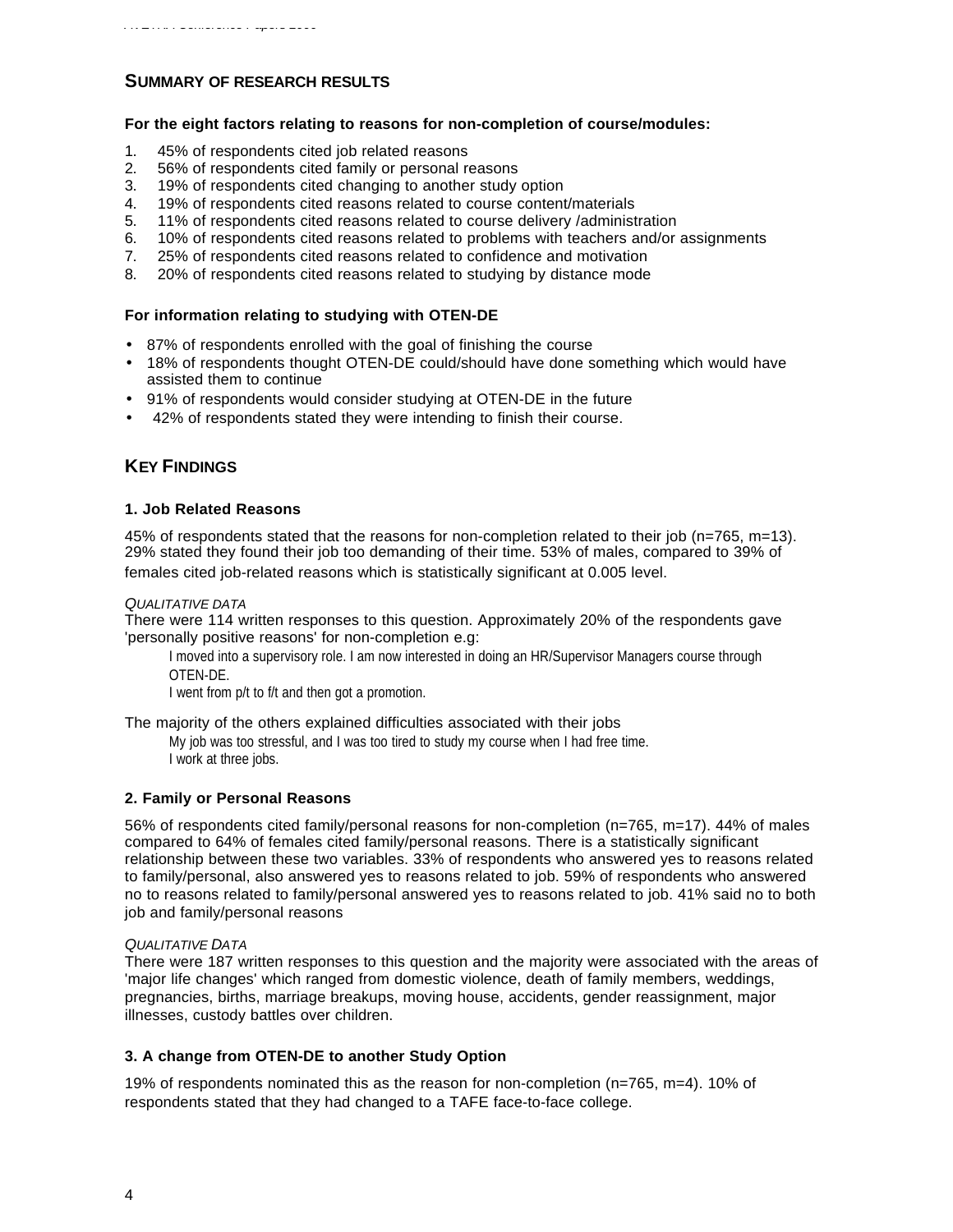## SUMMARY OF RESEARCH RESULTS

**For the eight factors relating to reasons for non-completion of course/modules:**

1. 45% of respondents cited job related reasons
2. 56% of respondents cited family or personal reasons
3. 19% of respondents cited changing to another study option
4. 19% of respondents cited reasons related to course content/materials
5. 11% of respondents cited reasons related to course delivery /administration
6. 10% of respondents cited reasons related to problems with teachers and/or assignments
7. 25% of respondents cited reasons related to confidence and motivation
8. 20% of respondents cited reasons related to studying by distance mode

**For information relating to studying with OTEN-DE**

- 87% of respondents enrolled with the goal of finishing the course
- 18% of respondents thought OTEN-DE could/should have done something which would have assisted them to continue
- 91% of respondents would consider studying at OTEN-DE in the future
- 42% of respondents stated they were intending to finish their course.

## KEY FINDINGS

### 1. Job Related Reasons

45% of respondents stated that the reasons for non-completion related to their job (n=765, m=13). 29% stated they found their job too demanding of their time. 53% of males, compared to 39% of females cited job-related reasons which is statistically significant at 0.005 level.

*QUALITATIVE DATA*

There were 114 written responses to this question. Approximately 20% of the respondents gave 'personally positive reasons' for non-completion e.g:

> I moved into a supervisory role. I am now interested in doing an HR/Supervisor Managers course through OTEN-DE.
>
> I went from p/t to f/t and then got a promotion.

The majority of the others explained difficulties associated with their jobs

> My job was too stressful, and I was too tired to study my course when I had free time.
>
> I work at three jobs.

### 2. Family or Personal Reasons

56% of respondents cited family/personal reasons for non-completion (n=765, m=17). 44% of males compared to 64% of females cited family/personal reasons. There is a statistically significant relationship between these two variables. 33% of respondents who answered yes to reasons related to family/personal, also answered yes to reasons related to job. 59% of respondents who answered no to reasons related to family/personal answered yes to reasons related to job. 41% said no to both job and family/personal reasons

*QUALITATIVE DATA*

There were 187 written responses to this question and the majority were associated with the areas of 'major life changes' which ranged from domestic violence, death of family members, weddings, pregnancies, births, marriage breakups, moving house, accidents, gender reassignment, major illnesses, custody battles over children.

### 3. A change from OTEN-DE to another Study Option

19% of respondents nominated this as the reason for non-completion (n=765, m=4). 10% of respondents stated that they had changed to a TAFE face-to-face college.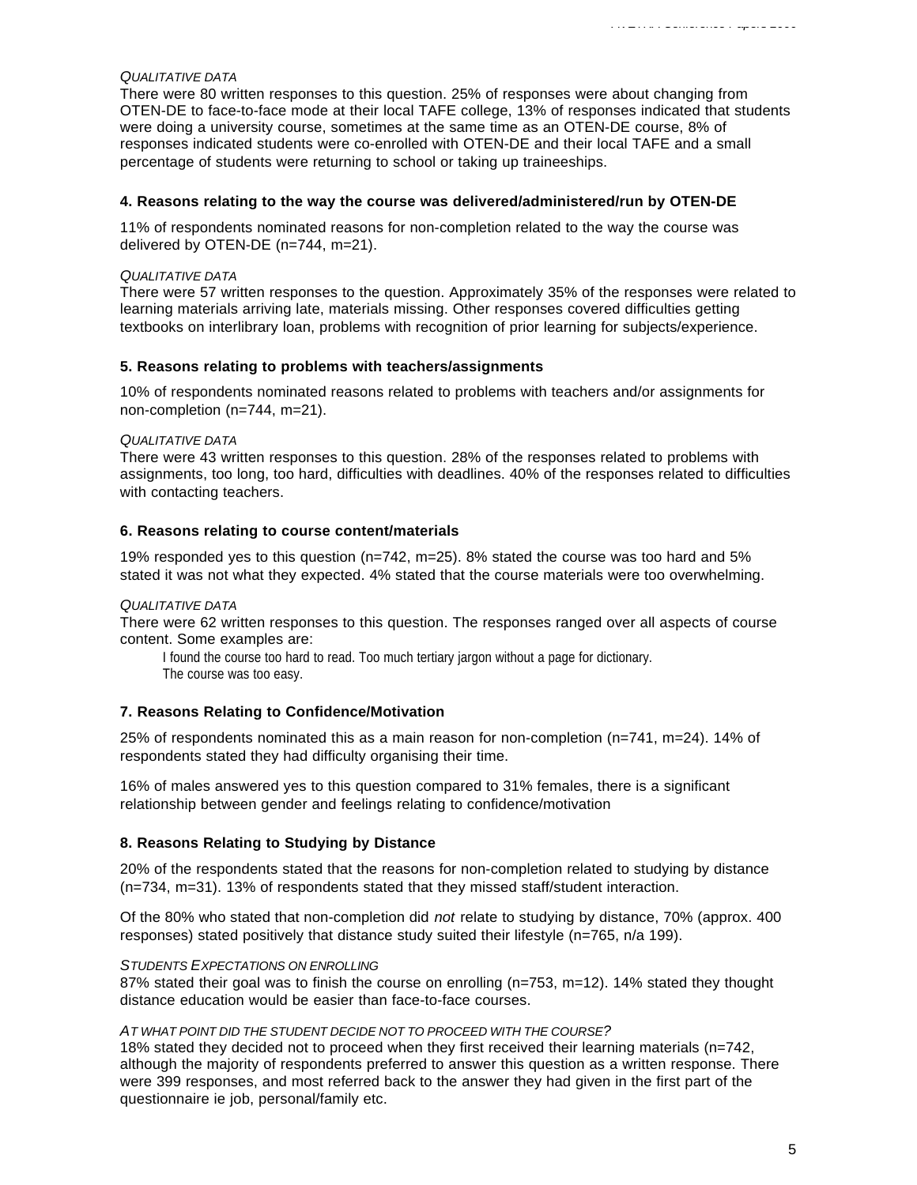*QUALITATIVE DATA*

There were 80 written responses to this question. 25% of responses were about changing from OTEN-DE to face-to-face mode at their local TAFE college, 13% of responses indicated that students were doing a university course, sometimes at the same time as an OTEN-DE course, 8% of responses indicated students were co-enrolled with OTEN-DE and their local TAFE and a small percentage of students were returning to school or taking up traineeships.

### 4. Reasons relating to the way the course was delivered/administered/run by OTEN-DE

11% of respondents nominated reasons for non-completion related to the way the course was delivered by OTEN-DE (n=744, m=21).

*QUALITATIVE DATA*

There were 57 written responses to the question. Approximately 35% of the responses were related to learning materials arriving late, materials missing. Other responses covered difficulties getting textbooks on interlibrary loan, problems with recognition of prior learning for subjects/experience.

### 5. Reasons relating to problems with teachers/assignments

10% of respondents nominated reasons related to problems with teachers and/or assignments for non-completion (n=744, m=21).

*QUALITATIVE DATA*

There were 43 written responses to this question. 28% of the responses related to problems with assignments, too long, too hard, difficulties with deadlines. 40% of the responses related to difficulties with contacting teachers.

### 6. Reasons relating to course content/materials

19% responded yes to this question (n=742, m=25). 8% stated the course was too hard and 5% stated it was not what they expected. 4% stated that the course materials were too overwhelming.

*QUALITATIVE DATA*

There were 62 written responses to this question. The responses ranged over all aspects of course content. Some examples are:

> I found the course too hard to read. Too much tertiary jargon without a page for dictionary.
> The course was too easy.

### 7. Reasons Relating to Confidence/Motivation

25% of respondents nominated this as a main reason for non-completion (n=741, m=24). 14% of respondents stated they had difficulty organising their time.

16% of males answered yes to this question compared to 31% females, there is a significant relationship between gender and feelings relating to confidence/motivation

### 8. Reasons Relating to Studying by Distance

20% of the respondents stated that the reasons for non-completion related to studying by distance (n=734, m=31). 13% of respondents stated that they missed staff/student interaction.

Of the 80% who stated that non-completion did *not* relate to studying by distance, 70% (approx. 400 responses) stated positively that distance study suited their lifestyle (n=765, n/a 199).

*STUDENTS EXPECTATIONS ON ENROLLING*

87% stated their goal was to finish the course on enrolling (n=753, m=12). 14% stated they thought distance education would be easier than face-to-face courses.

*AT WHAT POINT DID THE STUDENT DECIDE NOT TO PROCEED WITH THE COURSE?*

18% stated they decided not to proceed when they first received their learning materials (n=742, although the majority of respondents preferred to answer this question as a written response. There were 399 responses, and most referred back to the answer they had given in the first part of the questionnaire ie job, personal/family etc.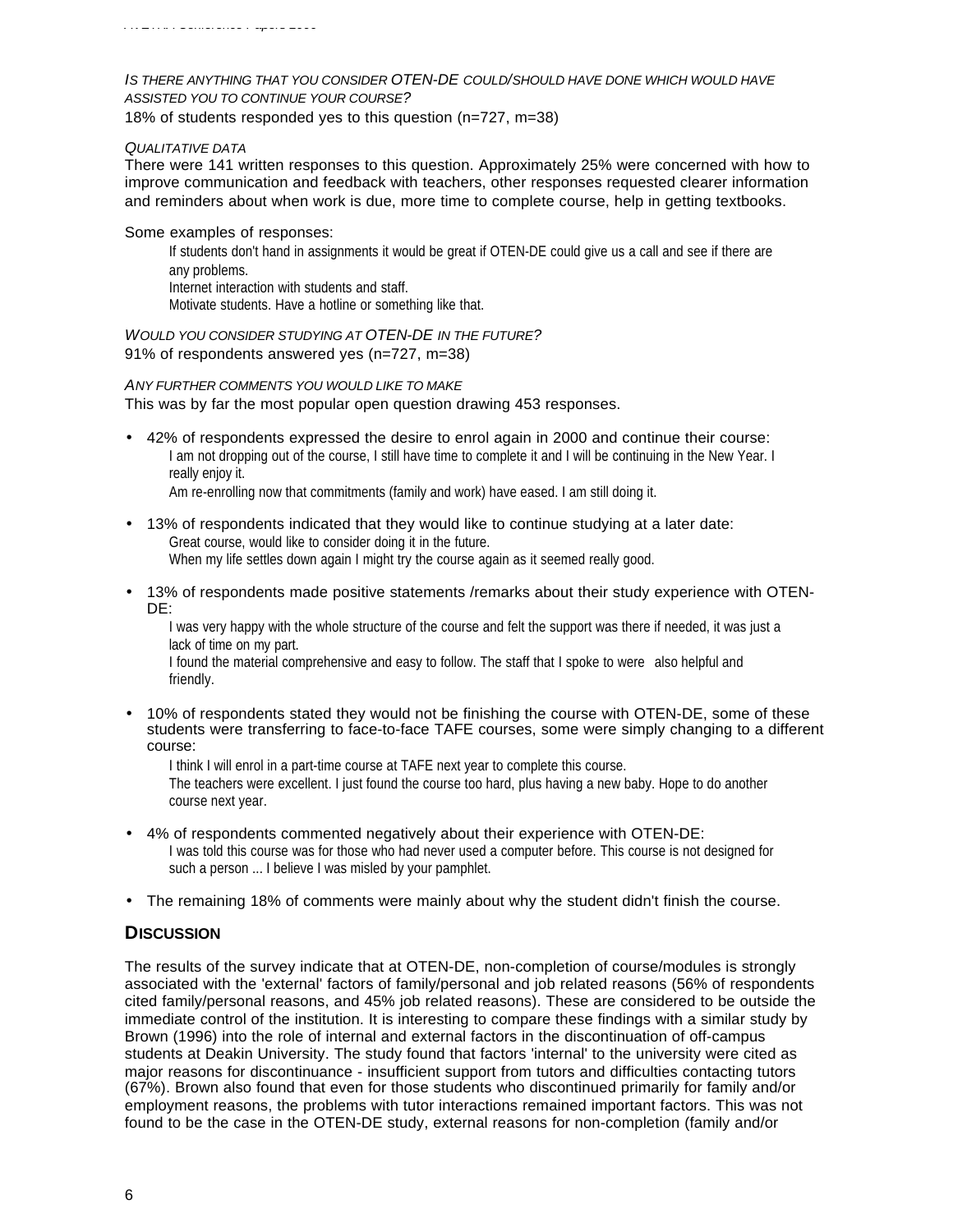*Is there anything that you consider OTEN-DE could/should have done which would have assisted you to continue your course?*

18% of students responded yes to this question (n=727, m=38)

*Qualitative data*

There were 141 written responses to this question. Approximately 25% were concerned with how to improve communication and feedback with teachers, other responses requested clearer information and reminders about when work is due, more time to complete course, help in getting textbooks.

Some examples of responses:

> If students don't hand in assignments it would be great if OTEN-DE could give us a call and see if there are any problems.
> Internet interaction with students and staff.
> Motivate students. Have a hotline or something like that.

*Would you consider studying at OTEN-DE in the future?*

91% of respondents answered yes (n=727, m=38)

*Any further comments you would like to make*

This was by far the most popular open question drawing 453 responses.

- 42% of respondents expressed the desire to enrol again in 2000 and continue their course:
  > I am not dropping out of the course, I still have time to complete it and I will be continuing in the New Year. I really enjoy it.
  > Am re-enrolling now that commitments (family and work) have eased. I am still doing it.

- 13% of respondents indicated that they would like to continue studying at a later date:
  > Great course, would like to consider doing it in the future.
  > When my life settles down again I might try the course again as it seemed really good.

- 13% of respondents made positive statements /remarks about their study experience with OTEN-DE:
  > I was very happy with the whole structure of the course and felt the support was there if needed, it was just a lack of time on my part.
  > I found the material comprehensive and easy to follow. The staff that I spoke to were also helpful and friendly.

- 10% of respondents stated they would not be finishing the course with OTEN-DE, some of these students were transferring to face-to-face TAFE courses, some were simply changing to a different course:
  > I think I will enrol in a part-time course at TAFE next year to complete this course.
  > The teachers were excellent. I just found the course too hard, plus having a new baby. Hope to do another course next year.

- 4% of respondents commented negatively about their experience with OTEN-DE:
  > I was told this course was for those who had never used a computer before. This course is not designed for such a person ... I believe I was misled by your pamphlet.

- The remaining 18% of comments were mainly about why the student didn't finish the course.

## Discussion

The results of the survey indicate that at OTEN-DE, non-completion of course/modules is strongly associated with the 'external' factors of family/personal and job related reasons (56% of respondents cited family/personal reasons, and 45% job related reasons). These are considered to be outside the immediate control of the institution. It is interesting to compare these findings with a similar study by Brown (1996) into the role of internal and external factors in the discontinuation of off-campus students at Deakin University. The study found that factors 'internal' to the university were cited as major reasons for discontinuance - insufficient support from tutors and difficulties contacting tutors (67%). Brown also found that even for those students who discontinued primarily for family and/or employment reasons, the problems with tutor interactions remained important factors. This was not found to be the case in the OTEN-DE study, external reasons for non-completion (family and/or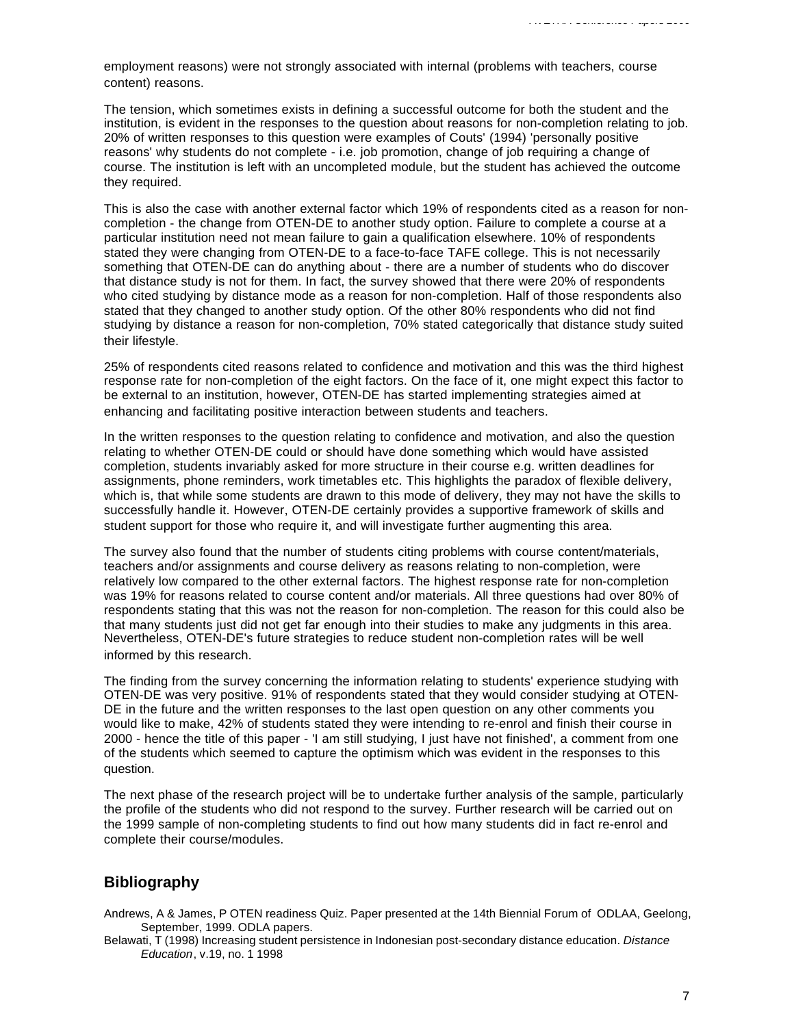employment reasons) were not strongly associated with internal (problems with teachers, course content) reasons.

The tension, which sometimes exists in defining a successful outcome for both the student and the institution, is evident in the responses to the question about reasons for non-completion relating to job. 20% of written responses to this question were examples of Couts' (1994) 'personally positive reasons' why students do not complete - i.e. job promotion, change of job requiring a change of course. The institution is left with an uncompleted module, but the student has achieved the outcome they required.

This is also the case with another external factor which 19% of respondents cited as a reason for non-completion - the change from OTEN-DE to another study option. Failure to complete a course at a particular institution need not mean failure to gain a qualification elsewhere. 10% of respondents stated they were changing from OTEN-DE to a face-to-face TAFE college. This is not necessarily something that OTEN-DE can do anything about - there are a number of students who do discover that distance study is not for them. In fact, the survey showed that there were 20% of respondents who cited studying by distance mode as a reason for non-completion. Half of those respondents also stated that they changed to another study option. Of the other 80% respondents who did not find studying by distance a reason for non-completion, 70% stated categorically that distance study suited their lifestyle.

25% of respondents cited reasons related to confidence and motivation and this was the third highest response rate for non-completion of the eight factors. On the face of it, one might expect this factor to be external to an institution, however, OTEN-DE has started implementing strategies aimed at enhancing and facilitating positive interaction between students and teachers.

In the written responses to the question relating to confidence and motivation, and also the question relating to whether OTEN-DE could or should have done something which would have assisted completion, students invariably asked for more structure in their course e.g. written deadlines for assignments, phone reminders, work timetables etc. This highlights the paradox of flexible delivery, which is, that while some students are drawn to this mode of delivery, they may not have the skills to successfully handle it. However, OTEN-DE certainly provides a supportive framework of skills and student support for those who require it, and will investigate further augmenting this area.

The survey also found that the number of students citing problems with course content/materials, teachers and/or assignments and course delivery as reasons relating to non-completion, were relatively low compared to the other external factors. The highest response rate for non-completion was 19% for reasons related to course content and/or materials. All three questions had over 80% of respondents stating that this was not the reason for non-completion. The reason for this could also be that many students just did not get far enough into their studies to make any judgments in this area. Nevertheless, OTEN-DE's future strategies to reduce student non-completion rates will be well informed by this research.

The finding from the survey concerning the information relating to students' experience studying with OTEN-DE was very positive. 91% of respondents stated that they would consider studying at OTEN-DE in the future and the written responses to the last open question on any other comments you would like to make, 42% of students stated they were intending to re-enrol and finish their course in 2000 - hence the title of this paper - 'I am still studying, I just have not finished', a comment from one of the students which seemed to capture the optimism which was evident in the responses to this question.

The next phase of the research project will be to undertake further analysis of the sample, particularly the profile of the students who did not respond to the survey. Further research will be carried out on the 1999 sample of non-completing students to find out how many students did in fact re-enrol and complete their course/modules.

## Bibliography

Andrews, A & James, P OTEN readiness Quiz. Paper presented at the 14th Biennial Forum of ODLAA, Geelong, September, 1999. ODLA papers.

Belawati, T (1998) Increasing student persistence in Indonesian post-secondary distance education. *Distance Education*, v.19, no. 1 1998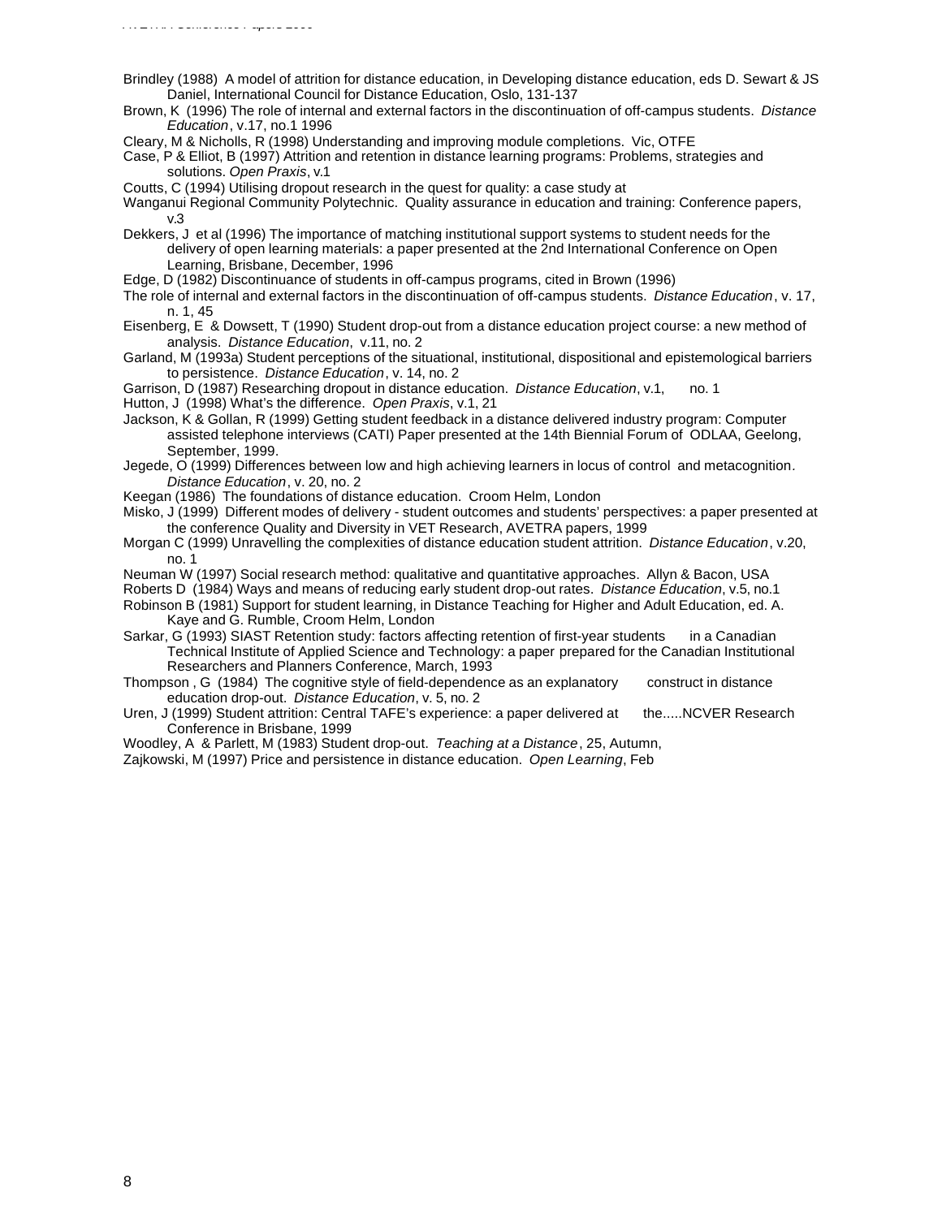Brindley (1988) A model of attrition for distance education, in Developing distance education, eds D. Sewart & JS Daniel, International Council for Distance Education, Oslo, 131-137

Brown, K (1996) The role of internal and external factors in the discontinuation of off-campus students. *Distance Education*, v.17, no.1 1996

Cleary, M & Nicholls, R (1998) Understanding and improving module completions. Vic, OTFE

Case, P & Elliot, B (1997) Attrition and retention in distance learning programs: Problems, strategies and solutions. *Open Praxis*, v.1

Coutts, C (1994) Utilising dropout research in the quest for quality: a case study at

Wanganui Regional Community Polytechnic. Quality assurance in education and training: Conference papers, v.3

Dekkers, J et al (1996) The importance of matching institutional support systems to student needs for the delivery of open learning materials: a paper presented at the 2nd International Conference on Open Learning, Brisbane, December, 1996

Edge, D (1982) Discontinuance of students in off-campus programs, cited in Brown (1996)

The role of internal and external factors in the discontinuation of off-campus students. *Distance Education*, v. 17, n. 1, 45

Eisenberg, E & Dowsett, T (1990) Student drop-out from a distance education project course: a new method of analysis. *Distance Education*, v.11, no. 2

Garland, M (1993a) Student perceptions of the situational, institutional, dispositional and epistemological barriers to persistence. *Distance Education*, v. 14, no. 2

Garrison, D (1987) Researching dropout in distance education. *Distance Education*, v.1, no. 1

Hutton, J (1998) What's the difference. *Open Praxis*, v.1, 21

Jackson, K & Gollan, R (1999) Getting student feedback in a distance delivered industry program: Computer assisted telephone interviews (CATI) Paper presented at the 14th Biennial Forum of ODLAA, Geelong, September, 1999.

Jegede, O (1999) Differences between low and high achieving learners in locus of control and metacognition. *Distance Education*, v. 20, no. 2

Keegan (1986) The foundations of distance education. Croom Helm, London

Misko, J (1999) Different modes of delivery - student outcomes and students' perspectives: a paper presented at the conference Quality and Diversity in VET Research, AVETRA papers, 1999

Morgan C (1999) Unravelling the complexities of distance education student attrition. *Distance Education*, v.20, no. 1

Neuman W (1997) Social research method: qualitative and quantitative approaches. Allyn & Bacon, USA

Roberts D (1984) Ways and means of reducing early student drop-out rates. *Distance Education*, v.5, no.1

Robinson B (1981) Support for student learning, in Distance Teaching for Higher and Adult Education, ed. A. Kaye and G. Rumble, Croom Helm, London

Sarkar, G (1993) SIAST Retention study: factors affecting retention of first-year students in a Canadian Technical Institute of Applied Science and Technology: a paper prepared for the Canadian Institutional Researchers and Planners Conference, March, 1993

Thompson , G (1984) The cognitive style of field-dependence as an explanatory construct in distance education drop-out. *Distance Education*, v. 5, no. 2

Uren, J (1999) Student attrition: Central TAFE's experience: a paper delivered at the.....NCVER Research Conference in Brisbane, 1999

Woodley, A & Parlett, M (1983) Student drop-out. *Teaching at a Distance*, 25, Autumn,

Zajkowski, M (1997) Price and persistence in distance education. *Open Learning*, Feb